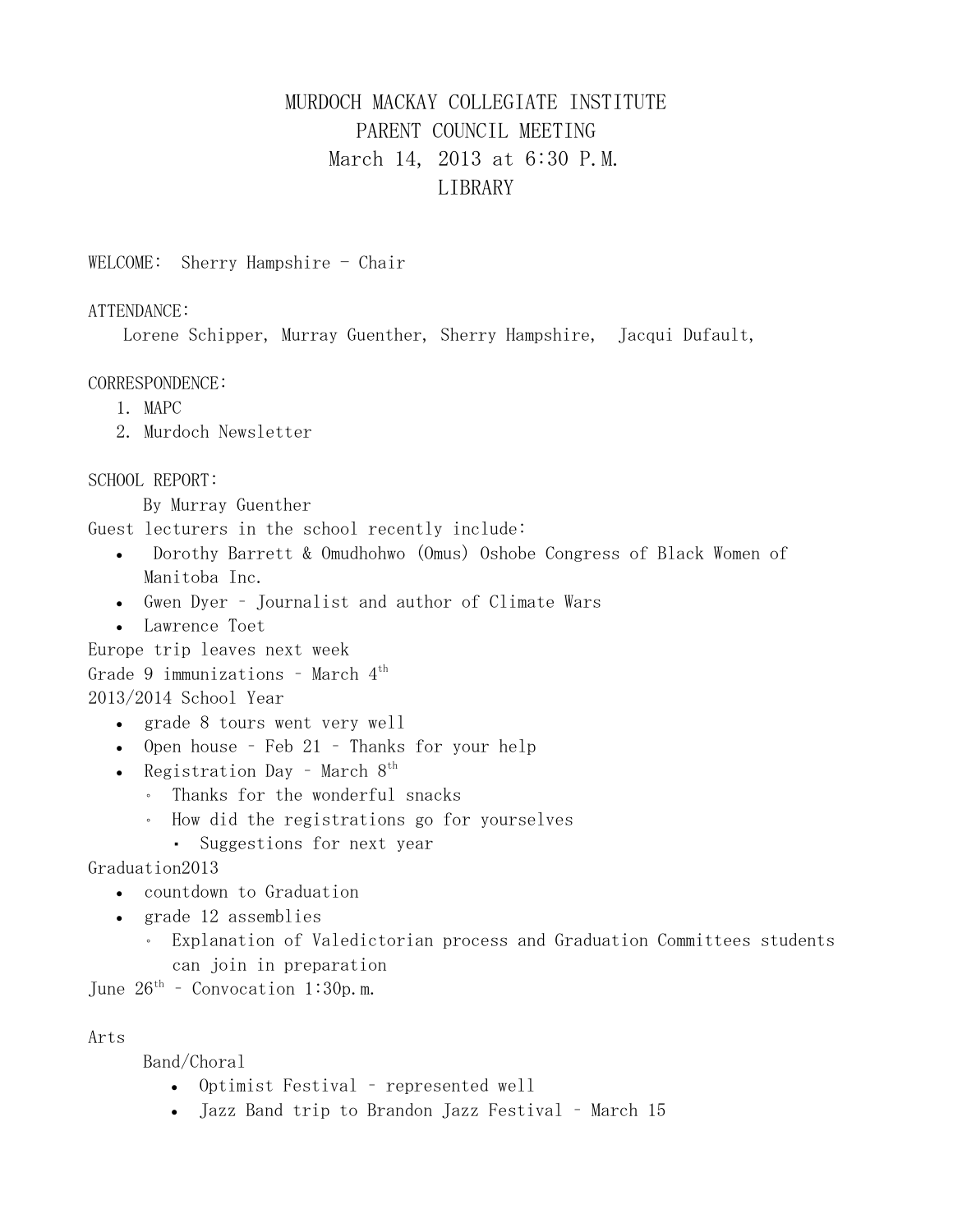# MURDOCH MACKAY COLLEGIATE INSTITUTE
## PARENT COUNCIL MEETING
## March 14, 2013 at 6:30 P.M.
## LIBRARY

WELCOME: Sherry Hampshire - Chair

ATTENDANCE:

Lorene Schipper, Murray Guenther, Sherry Hampshire, Jacqui Dufault,

CORRESPONDENCE:

1. MAPC
2. Murdoch Newsletter

SCHOOL REPORT:

By Murray Guenther

Guest lecturers in the school recently include:

- Dorothy Barrett & Omudhohwo (Omus) Oshobe Congress of Black Women of Manitoba Inc.
- Gwen Dyer – Journalist and author of Climate Wars
- Lawrence Toet

Europe trip leaves next week

Grade 9 immunizations – March 4th

2013/2014 School Year

- grade 8 tours went very well
- Open house – Feb 21 – Thanks for your help
- Registration Day – March 8th
  - Thanks for the wonderful snacks
  - How did the registrations go for yourselves
    - Suggestions for next year

Graduation2013

- countdown to Graduation
- grade 12 assemblies
  - Explanation of Valedictorian process and Graduation Committees students can join in preparation

June 26th – Convocation 1:30p.m.

Arts

Band/Choral

- Optimist Festival – represented well
- Jazz Band trip to Brandon Jazz Festival – March 15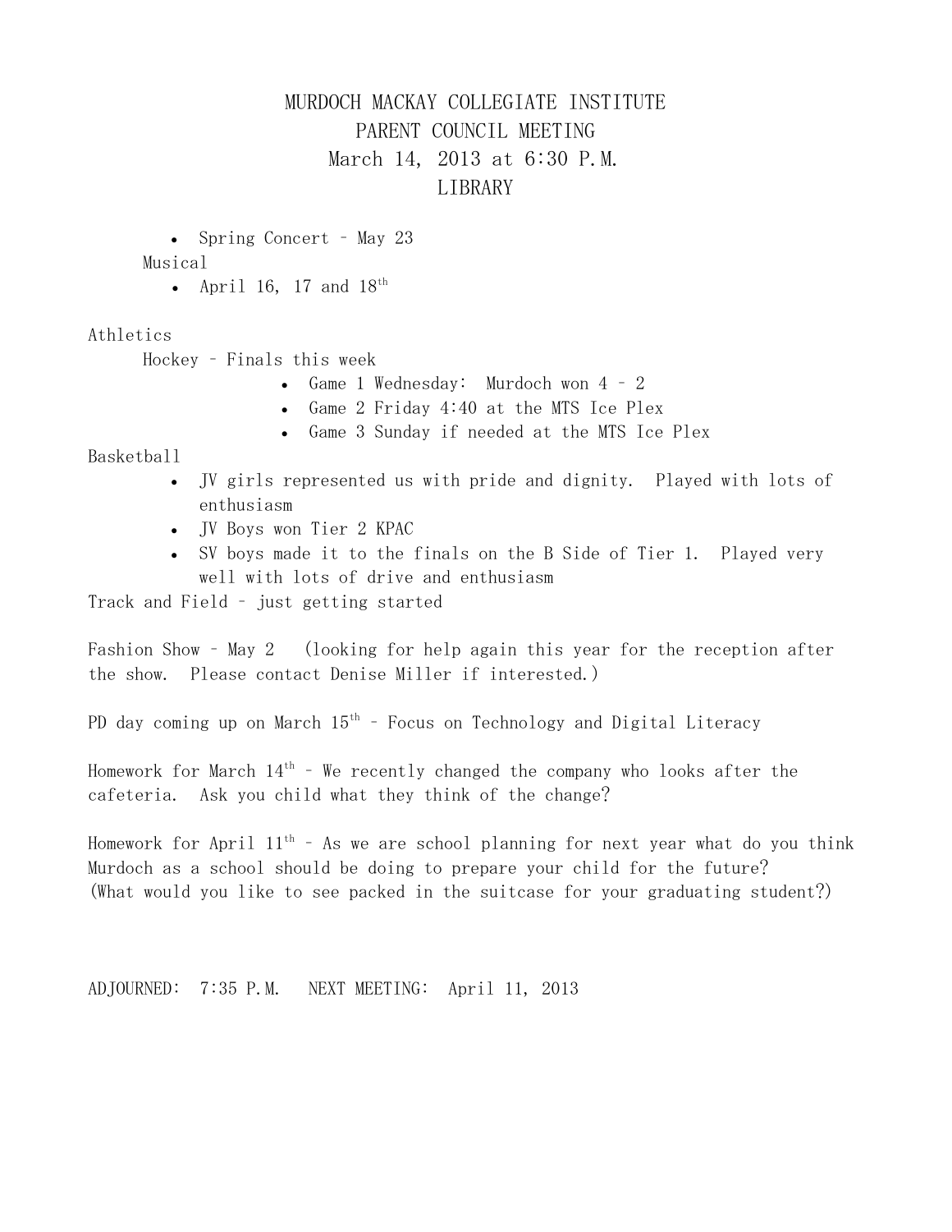# MURDOCH MACKAY COLLEGIATE INSTITUTE
## PARENT COUNCIL MEETING
## March 14, 2013 at 6:30 P.M.
## LIBRARY

- Spring Concert – May 23

Musical

- April 16, 17 and 18th

Athletics

Hockey – Finals this week

- Game 1 Wednesday: Murdoch won 4 – 2
- Game 2 Friday 4:40 at the MTS Ice Plex
- Game 3 Sunday if needed at the MTS Ice Plex

Basketball

- JV girls represented us with pride and dignity. Played with lots of enthusiasm
- JV Boys won Tier 2 KPAC
- SV boys made it to the finals on the B Side of Tier 1. Played very well with lots of drive and enthusiasm

Track and Field – just getting started

Fashion Show – May 2 (looking for help again this year for the reception after the show. Please contact Denise Miller if interested.)

PD day coming up on March 15th – Focus on Technology and Digital Literacy

Homework for March 14th – We recently changed the company who looks after the cafeteria. Ask you child what they think of the change?

Homework for April 11th – As we are school planning for next year what do you think Murdoch as a school should be doing to prepare your child for the future? (What would you like to see packed in the suitcase for your graduating student?)

ADJOURNED: 7:35 P.M. NEXT MEETING: April 11, 2013